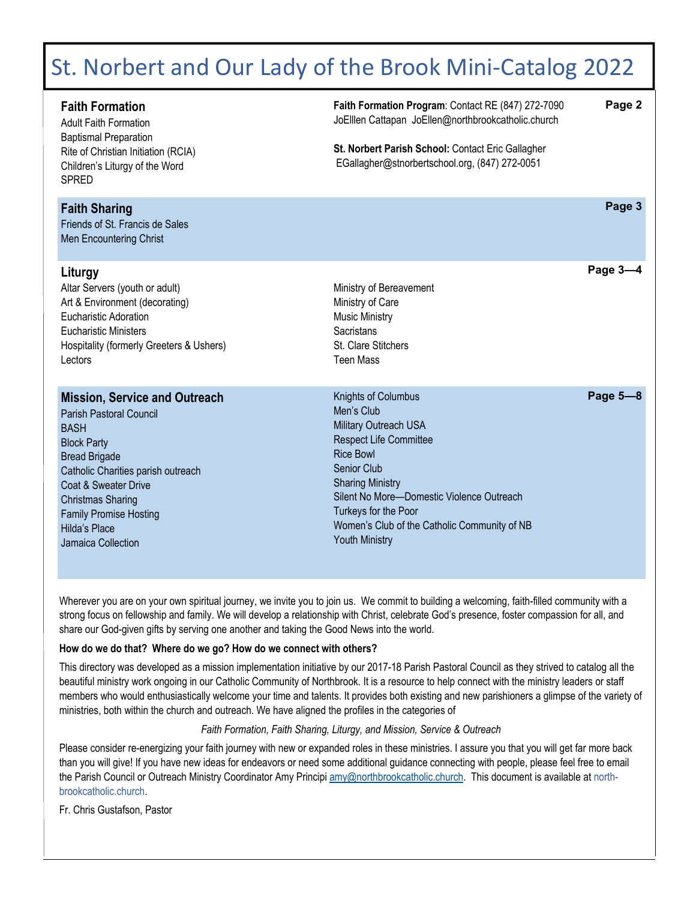# St. Norbert and Our Lady of the Brook Mini-Catalog 2022

## Faith Formation

**Page 2**

- Adult Faith Formation
- Baptismal Preparation
- Rite of Christian Initiation (RCIA)
- Children's Liturgy of the Word
- SPRED

**Faith Formation Program**: Contact RE (847) 272-7090
JoElllen Cattapan JoEllen@northbrookcatholic.church

**St. Norbert Parish School:** Contact Eric Gallagher
EGallagher@stnorbertschool.org, (847) 272-0051

## Faith Sharing

**Page 3**

- Friends of St. Francis de Sales
- Men Encountering Christ

## Liturgy

**Page 3—4**

- Altar Servers (youth or adult)
- Art & Environment (decorating)
- Eucharistic Adoration
- Eucharistic Ministers
- Hospitality (formerly Greeters & Ushers)
- Lectors
- Ministry of Bereavement
- Ministry of Care
- Music Ministry
- Sacristans
- St. Clare Stitchers
- Teen Mass

## Mission, Service and Outreach

**Page 5—8**

- Parish Pastoral Council
- BASH
- Block Party
- Bread Brigade
- Catholic Charities parish outreach
- Coat & Sweater Drive
- Christmas Sharing
- Family Promise Hosting
- Hilda's Place
- Jamaica Collection
- Knights of Columbus
- Men's Club
- Military Outreach USA
- Respect Life Committee
- Rice Bowl
- Senior Club
- Sharing Ministry
- Silent No More—Domestic Violence Outreach
- Turkeys for the Poor
- Women's Club of the Catholic Community of NB
- Youth Ministry

Wherever you are on your own spiritual journey, we invite you to join us. We commit to building a welcoming, faith-filled community with a strong focus on fellowship and family. We will develop a relationship with Christ, celebrate God's presence, foster compassion for all, and share our God-given gifts by serving one another and taking the Good News into the world.

**How do we do that? Where do we go? How do we connect with others?**

This directory was developed as a mission implementation initiative by our 2017-18 Parish Pastoral Council as they strived to catalog all the beautiful ministry work ongoing in our Catholic Community of Northbrook. It is a resource to help connect with the ministry leaders or staff members who would enthusiastically welcome your time and talents. It provides both existing and new parishioners a glimpse of the variety of ministries, both within the church and outreach. We have aligned the profiles in the categories of

*Faith Formation, Faith Sharing, Liturgy, and Mission, Service & Outreach*

Please consider re-energizing your faith journey with new or expanded roles in these ministries. I assure you that you will get far more back than you will give! If you have new ideas for endeavors or need some additional guidance connecting with people, please feel free to email the Parish Council or Outreach Ministry Coordinator Amy Principi amy@northbrookcatholic.church. This document is available at northbrookcatholic.church.

Fr. Chris Gustafson, Pastor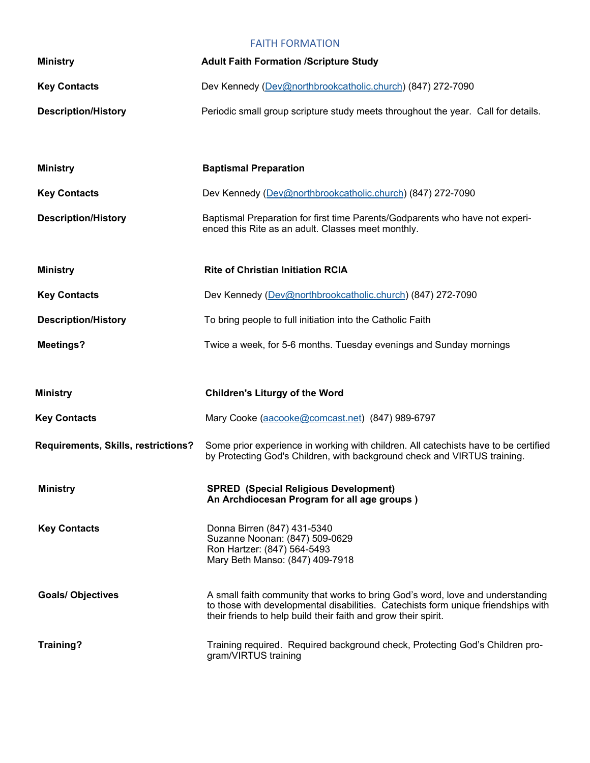## FAITH FORMATION

| | |
|---|---|
| **Ministry** | **Adult Faith Formation /Scripture Study** |
| **Key Contacts** | Dev Kennedy (Dev@northbrookcatholic.church) (847) 272-7090 |
| **Description/History** | Periodic small group scripture study meets throughout the year. Call for details. |

| | |
|---|---|
| **Ministry** | **Baptismal Preparation** |
| **Key Contacts** | Dev Kennedy (Dev@northbrookcatholic.church) (847) 272-7090 |
| **Description/History** | Baptismal Preparation for first time Parents/Godparents who have not experienced this Rite as an adult. Classes meet monthly. |

| | |
|---|---|
| **Ministry** | **Rite of Christian Initiation RCIA** |
| **Key Contacts** | Dev Kennedy (Dev@northbrookcatholic.church) (847) 272-7090 |
| **Description/History** | To bring people to full initiation into the Catholic Faith |
| **Meetings?** | Twice a week, for 5-6 months. Tuesday evenings and Sunday mornings |

| | |
|---|---|
| **Ministry** | **Children's Liturgy of the Word** |
| **Key Contacts** | Mary Cooke (aacooke@comcast.net) (847) 989-6797 |
| **Requirements, Skills, restrictions?** | Some prior experience in working with children. All catechists have to be certified by Protecting God's Children, with background check and VIRTUS training. |

| | |
|---|---|
| **Ministry** | **SPRED (Special Religious Development) An Archdiocesan Program for all age groups )** |
| **Key Contacts** | Donna Birren (847) 431-5340<br>Suzanne Noonan: (847) 509-0629<br>Ron Hartzer: (847) 564-5493<br>Mary Beth Manso: (847) 409-7918 |
| **Goals/ Objectives** | A small faith community that works to bring God's word, love and understanding to those with developmental disabilities. Catechists form unique friendships with their friends to help build their faith and grow their spirit. |
| **Training?** | Training required. Required background check, Protecting God's Children program/VIRTUS training |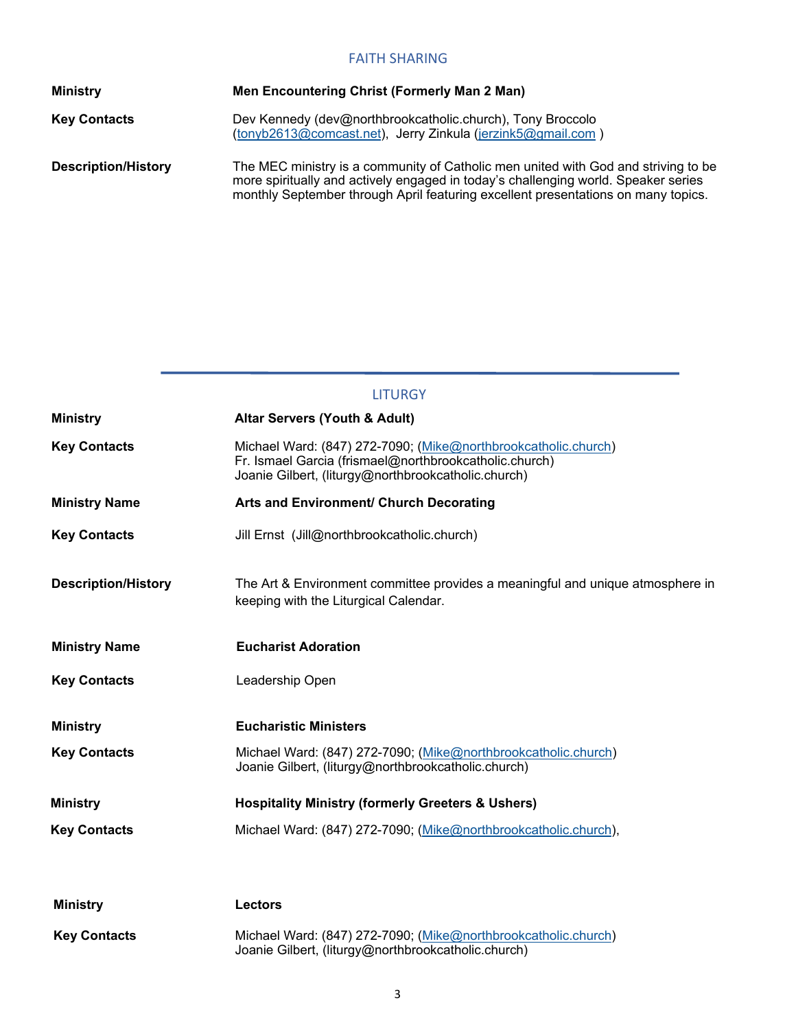## FAITH SHARING

| | |
|---|---|
| **Ministry** | **Men Encountering Christ (Formerly Man 2 Man)** |
| **Key Contacts** | Dev Kennedy (dev@northbrookcatholic.church), Tony Broccolo (tonyb2613@comcast.net), Jerry Zinkula (jerzink5@gmail.com ) |
| **Description/History** | The MEC ministry is a community of Catholic men united with God and striving to be more spiritually and actively engaged in today's challenging world. Speaker series monthly September through April featuring excellent presentations on many topics. |

---

## LITURGY

| | |
|---|---|
| **Ministry** | **Altar Servers (Youth & Adult)** |
| **Key Contacts** | Michael Ward: (847) 272-7090; (Mike@northbrookcatholic.church)<br>Fr. Ismael Garcia (frismael@northbrookcatholic.church)<br>Joanie Gilbert, (liturgy@northbrookcatholic.church) |
| **Ministry Name** | **Arts and Environment/ Church Decorating** |
| **Key Contacts** | Jill Ernst (Jill@northbrookcatholic.church) |
| **Description/History** | The Art & Environment committee provides a meaningful and unique atmosphere in keeping with the Liturgical Calendar. |
| **Ministry Name** | **Eucharist Adoration** |
| **Key Contacts** | Leadership Open |
| **Ministry** | **Eucharistic Ministers** |
| **Key Contacts** | Michael Ward: (847) 272-7090; (Mike@northbrookcatholic.church)<br>Joanie Gilbert, (liturgy@northbrookcatholic.church) |
| **Ministry** | **Hospitality Ministry (formerly Greeters & Ushers)** |
| **Key Contacts** | Michael Ward: (847) 272-7090; (Mike@northbrookcatholic.church), |
| **Ministry** | **Lectors** |
| **Key Contacts** | Michael Ward: (847) 272-7090; (Mike@northbrookcatholic.church)<br>Joanie Gilbert, (liturgy@northbrookcatholic.church) |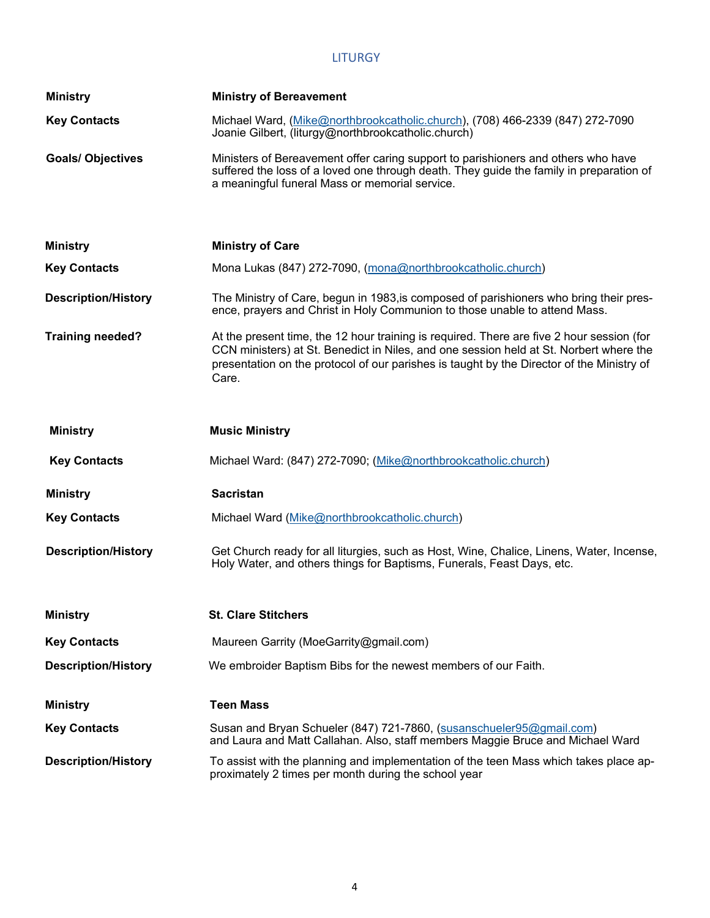## LITURGY

| | |
|---|---|
| **Ministry** | **Ministry of Bereavement** |
| **Key Contacts** | Michael Ward, (Mike@northbrookcatholic.church), (708) 466-2339 (847) 272-7090 Joanie Gilbert, (liturgy@northbrookcatholic.church) |
| **Goals/ Objectives** | Ministers of Bereavement offer caring support to parishioners and others who have suffered the loss of a loved one through death. They guide the family in preparation of a meaningful funeral Mass or memorial service. |

| | |
|---|---|
| **Ministry** | **Ministry of Care** |
| **Key Contacts** | Mona Lukas (847) 272-7090, (mona@northbrookcatholic.church) |
| **Description/History** | The Ministry of Care, begun in 1983,is composed of parishioners who bring their presence, prayers and Christ in Holy Communion to those unable to attend Mass. |
| **Training needed?** | At the present time, the 12 hour training is required. There are five 2 hour session (for CCN ministers) at St. Benedict in Niles, and one session held at St. Norbert where the presentation on the protocol of our parishes is taught by the Director of the Ministry of Care. |

| | |
|---|---|
| **Ministry** | **Music Ministry** |
| **Key Contacts** | Michael Ward: (847) 272-7090; (Mike@northbrookcatholic.church) |

| | |
|---|---|
| **Ministry** | **Sacristan** |
| **Key Contacts** | Michael Ward (Mike@northbrookcatholic.church) |
| **Description/History** | Get Church ready for all liturgies, such as Host, Wine, Chalice, Linens, Water, Incense, Holy Water, and others things for Baptisms, Funerals, Feast Days, etc. |

| | |
|---|---|
| **Ministry** | **St. Clare Stitchers** |
| **Key Contacts** | Maureen Garrity (MoeGarrity@gmail.com) |
| **Description/History** | We embroider Baptism Bibs for the newest members of our Faith. |

| | |
|---|---|
| **Ministry** | **Teen Mass** |
| **Key Contacts** | Susan and Bryan Schueler (847) 721-7860, (susanschueler95@gmail.com) and Laura and Matt Callahan. Also, staff members Maggie Bruce and Michael Ward |
| **Description/History** | To assist with the planning and implementation of the teen Mass which takes place approximately 2 times per month during the school year |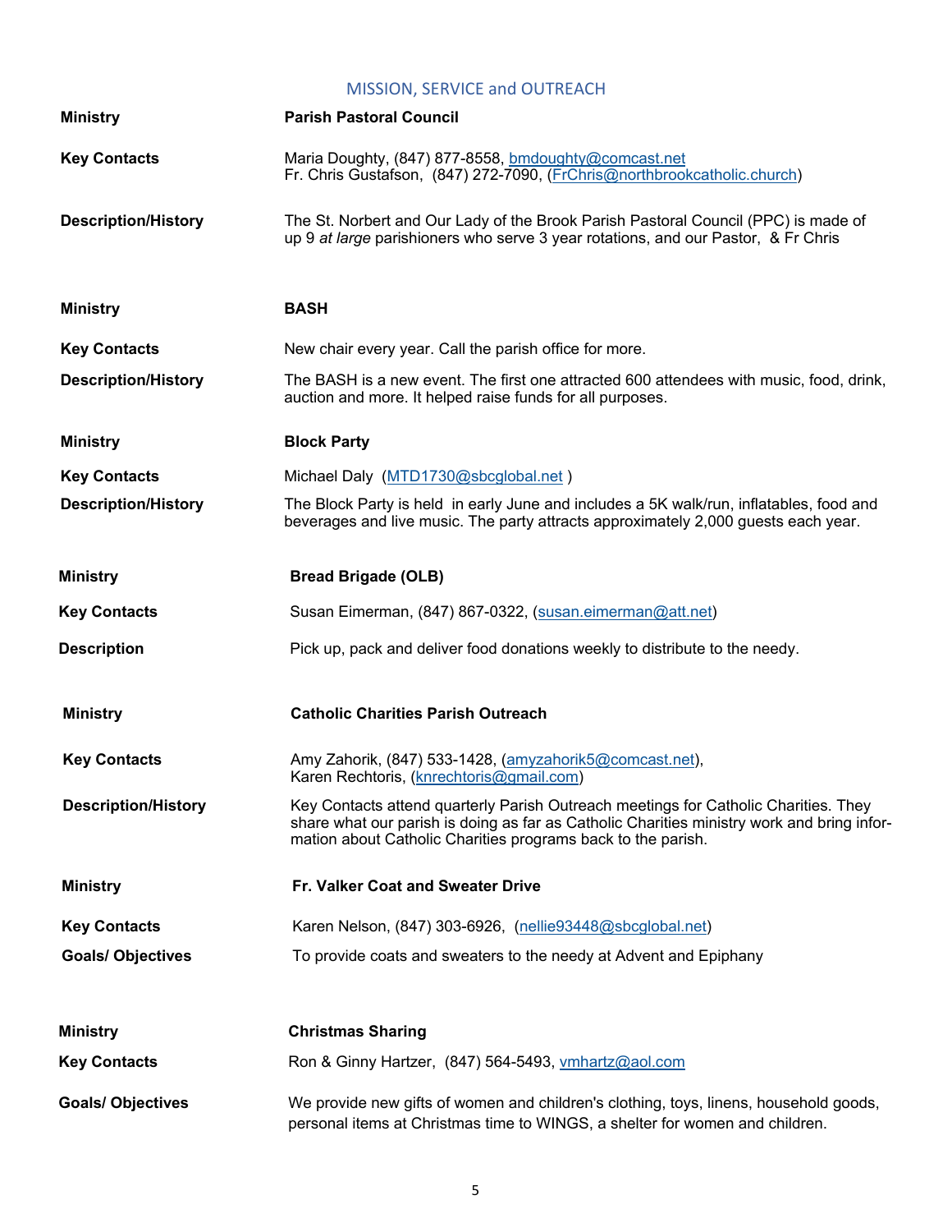## MISSION, SERVICE and OUTREACH

| | |
|---|---|
| **Ministry** | **Parish Pastoral Council** |
| **Key Contacts** | Maria Doughty, (847) 877-8558, bmdoughty@comcast.net<br>Fr. Chris Gustafson, (847) 272-7090, (FrChris@northbrookcatholic.church) |
| **Description/History** | The St. Norbert and Our Lady of the Brook Parish Pastoral Council (PPC) is made of up 9 *at large* parishioners who serve 3 year rotations, and our Pastor, & Fr Chris |

| | |
|---|---|
| **Ministry** | **BASH** |
| **Key Contacts** | New chair every year. Call the parish office for more. |
| **Description/History** | The BASH is a new event. The first one attracted 600 attendees with music, food, drink, auction and more. It helped raise funds for all purposes. |

| | |
|---|---|
| **Ministry** | **Block Party** |
| **Key Contacts** | Michael Daly (MTD1730@sbcglobal.net ) |
| **Description/History** | The Block Party is held in early June and includes a 5K walk/run, inflatables, food and beverages and live music. The party attracts approximately 2,000 guests each year. |

| | |
|---|---|
| **Ministry** | **Bread Brigade (OLB)** |
| **Key Contacts** | Susan Eimerman, (847) 867-0322, (susan.eimerman@att.net) |
| **Description** | Pick up, pack and deliver food donations weekly to distribute to the needy. |

| | |
|---|---|
| **Ministry** | **Catholic Charities Parish Outreach** |
| **Key Contacts** | Amy Zahorik, (847) 533-1428, (amyzahorik5@comcast.net),<br>Karen Rechtoris, (knrechtoris@gmail.com) |
| **Description/History** | Key Contacts attend quarterly Parish Outreach meetings for Catholic Charities. They share what our parish is doing as far as Catholic Charities ministry work and bring information about Catholic Charities programs back to the parish. |

| | |
|---|---|
| **Ministry** | **Fr. Valker Coat and Sweater Drive** |
| **Key Contacts** | Karen Nelson, (847) 303-6926, (nellie93448@sbcglobal.net) |
| **Goals/ Objectives** | To provide coats and sweaters to the needy at Advent and Epiphany |

| | |
|---|---|
| **Ministry** | **Christmas Sharing** |
| **Key Contacts** | Ron & Ginny Hartzer, (847) 564-5493, vmhartz@aol.com |
| **Goals/ Objectives** | We provide new gifts of women and children's clothing, toys, linens, household goods, personal items at Christmas time to WINGS, a shelter for women and children. |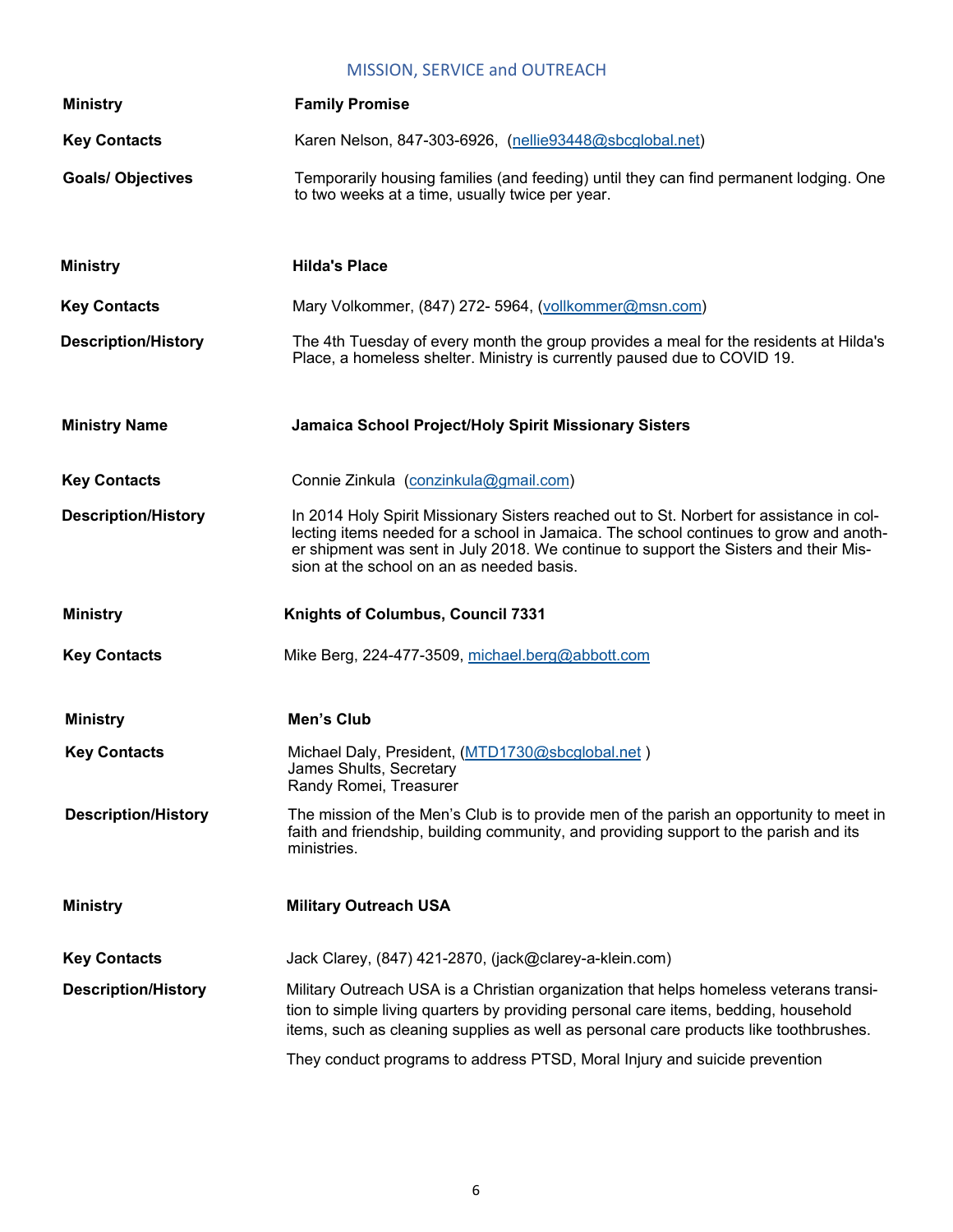## MISSION, SERVICE and OUTREACH

| | |
|---|---|
| **Ministry** | **Family Promise** |
| **Key Contacts** | Karen Nelson, 847-303-6926, (nellie93448@sbcglobal.net) |
| **Goals/ Objectives** | Temporarily housing families (and feeding) until they can find permanent lodging. One to two weeks at a time, usually twice per year. |

| | |
|---|---|
| **Ministry** | **Hilda's Place** |
| **Key Contacts** | Mary Volkommer, (847) 272- 5964, (vollkommer@msn.com) |
| **Description/History** | The 4th Tuesday of every month the group provides a meal for the residents at Hilda's Place, a homeless shelter. Ministry is currently paused due to COVID 19. |

| | |
|---|---|
| **Ministry Name** | **Jamaica School Project/Holy Spirit Missionary Sisters** |
| **Key Contacts** | Connie Zinkula (conzinkula@gmail.com) |
| **Description/History** | In 2014 Holy Spirit Missionary Sisters reached out to St. Norbert for assistance in collecting items needed for a school in Jamaica. The school continues to grow and another shipment was sent in July 2018. We continue to support the Sisters and their Mission at the school on an as needed basis. |

| | |
|---|---|
| **Ministry** | **Knights of Columbus, Council 7331** |
| **Key Contacts** | Mike Berg, 224-477-3509, michael.berg@abbott.com |

| | |
|---|---|
| **Ministry** | **Men's Club** |
| **Key Contacts** | Michael Daly, President, (MTD1730@sbcglobal.net )<br>James Shults, Secretary<br>Randy Romei, Treasurer |
| **Description/History** | The mission of the Men's Club is to provide men of the parish an opportunity to meet in faith and friendship, building community, and providing support to the parish and its ministries. |

| | |
|---|---|
| **Ministry** | **Military Outreach USA** |
| **Key Contacts** | Jack Clarey, (847) 421-2870, (jack@clarey-a-klein.com) |
| **Description/History** | Military Outreach USA is a Christian organization that helps homeless veterans transition to simple living quarters by providing personal care items, bedding, household items, such as cleaning supplies as well as personal care products like toothbrushes.<br><br>They conduct programs to address PTSD, Moral Injury and suicide prevention |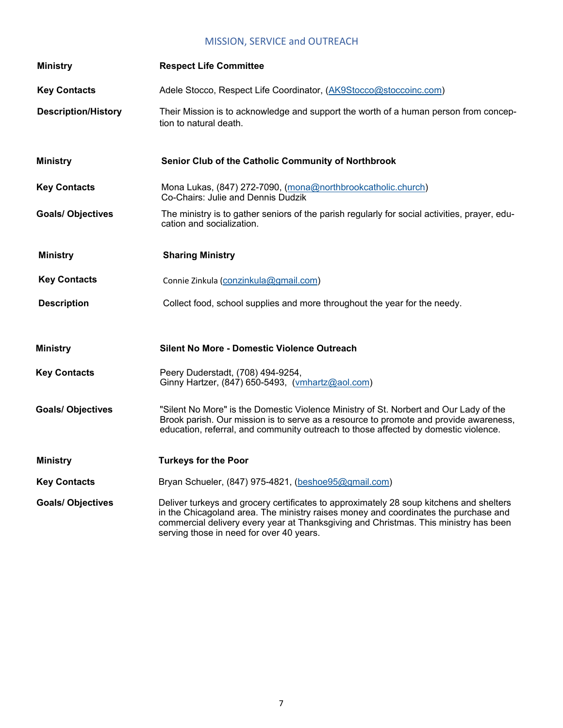## MISSION, SERVICE and OUTREACH

| | |
|---|---|
| **Ministry** | **Respect Life Committee** |
| **Key Contacts** | Adele Stocco, Respect Life Coordinator, (AK9Stocco@stoccoinc.com) |
| **Description/History** | Their Mission is to acknowledge and support the worth of a human person from conception to natural death. |

| | |
|---|---|
| **Ministry** | **Senior Club of the Catholic Community of Northbrook** |
| **Key Contacts** | Mona Lukas, (847) 272-7090, (mona@northbrookcatholic.church)<br>Co-Chairs: Julie and Dennis Dudzik |
| **Goals/ Objectives** | The ministry is to gather seniors of the parish regularly for social activities, prayer, education and socialization. |

| | |
|---|---|
| **Ministry** | **Sharing Ministry** |
| **Key Contacts** | Connie Zinkula (conzinkula@gmail.com) |
| **Description** | Collect food, school supplies and more throughout the year for the needy. |

| | |
|---|---|
| **Ministry** | **Silent No More - Domestic Violence Outreach** |
| **Key Contacts** | Peery Duderstadt, (708) 494-9254,<br>Ginny Hartzer, (847) 650-5493, (vmhartz@aol.com) |
| **Goals/ Objectives** | "Silent No More" is the Domestic Violence Ministry of St. Norbert and Our Lady of the Brook parish. Our mission is to serve as a resource to promote and provide awareness, education, referral, and community outreach to those affected by domestic violence. |

| | |
|---|---|
| **Ministry** | **Turkeys for the Poor** |
| **Key Contacts** | Bryan Schueler, (847) 975-4821, (beshoe95@gmail.com) |
| **Goals/ Objectives** | Deliver turkeys and grocery certificates to approximately 28 soup kitchens and shelters in the Chicagoland area. The ministry raises money and coordinates the purchase and commercial delivery every year at Thanksgiving and Christmas. This ministry has been serving those in need for over 40 years. |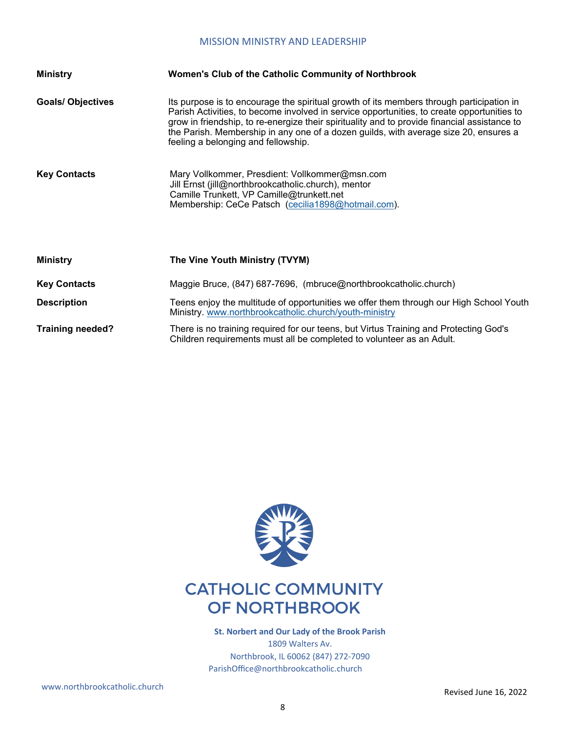## MISSION MINISTRY AND LEADERSHIP

| | |
|---|---|
| **Ministry** | **Women's Club of the Catholic Community of Northbrook** |
| **Goals/ Objectives** | Its purpose is to encourage the spiritual growth of its members through participation in Parish Activities, to become involved in service opportunities, to create opportunities to grow in friendship, to re-energize their spirituality and to provide financial assistance to the Parish. Membership in any one of a dozen guilds, with average size 20, ensures a feeling a belonging and fellowship. |
| **Key Contacts** | Mary Vollkommer, Presdient: Vollkommer@msn.com<br>Jill Ernst (jill@northbrookcatholic.church), mentor<br>Camille Trunkett, VP Camille@trunkett.net<br>Membership: CeCe Patsch (cecilia1898@hotmail.com). |

| | |
|---|---|
| **Ministry** | **The Vine Youth Ministry (TVYM)** |
| **Key Contacts** | Maggie Bruce, (847) 687-7696, (mbruce@northbrookcatholic.church) |
| **Description** | Teens enjoy the multitude of opportunities we offer them through our High School Youth Ministry. www.northbrookcatholic.church/youth-ministry |
| **Training needed?** | There is no training required for our teens, but Virtus Training and Protecting God's Children requirements must all be completed to volunteer as an Adult. |

CATHOLIC COMMUNITY OF NORTHBROOK

**St. Norbert and Our Lady of the Brook Parish**
1809 Walters Av.
Northbrook, IL 60062 (847) 272-7090
ParishOffice@northbrookcatholic.church

www.northbrookcatholic.church

Revised June 16, 2022